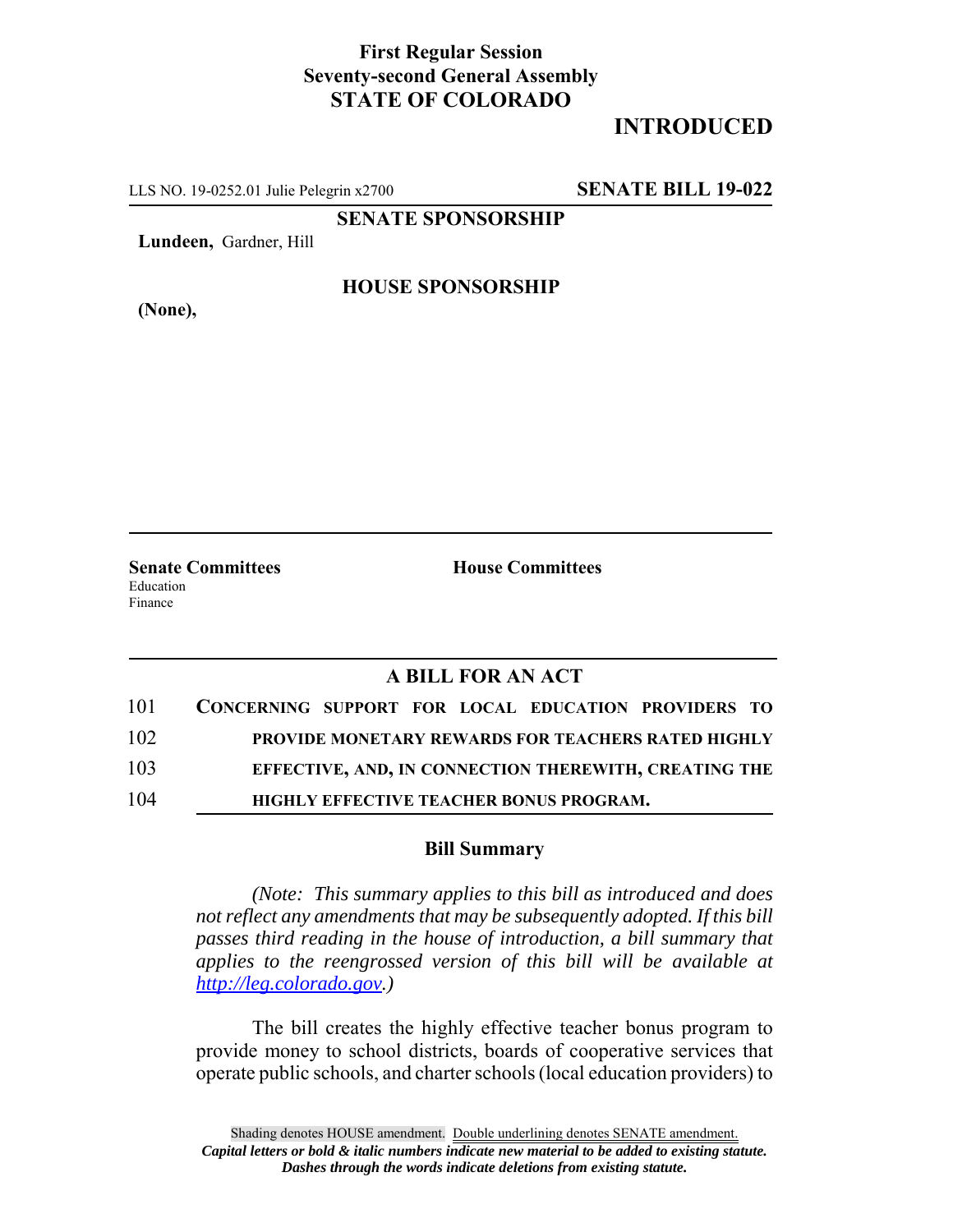**First Regular Session**
**Seventy-second General Assembly**
**STATE OF COLORADO**

## INTRODUCED

LLS NO. 19-0252.01 Julie Pelegrin x2700 **SENATE BILL 19-022**

**SENATE SPONSORSHIP**

**Lundeen,** Gardner, Hill

**HOUSE SPONSORSHIP**

**(None),**

**Senate Committees**
Education
Finance

**House Committees**

### A BILL FOR AN ACT

101 **CONCERNING SUPPORT FOR LOCAL EDUCATION PROVIDERS TO**
102 **PROVIDE MONETARY REWARDS FOR TEACHERS RATED HIGHLY**
103 **EFFECTIVE, AND, IN CONNECTION THEREWITH, CREATING THE**
104 **HIGHLY EFFECTIVE TEACHER BONUS PROGRAM.**

### Bill Summary

*(Note: This summary applies to this bill as introduced and does not reflect any amendments that may be subsequently adopted. If this bill passes third reading in the house of introduction, a bill summary that applies to the reengrossed version of this bill will be available at http://leg.colorado.gov.)*

The bill creates the highly effective teacher bonus program to provide money to school districts, boards of cooperative services that operate public schools, and charter schools (local education providers) to

Shading denotes HOUSE amendment. Double underlining denotes SENATE amendment.
***Capital letters or bold & italic numbers indicate new material to be added to existing statute.***
***Dashes through the words indicate deletions from existing statute.***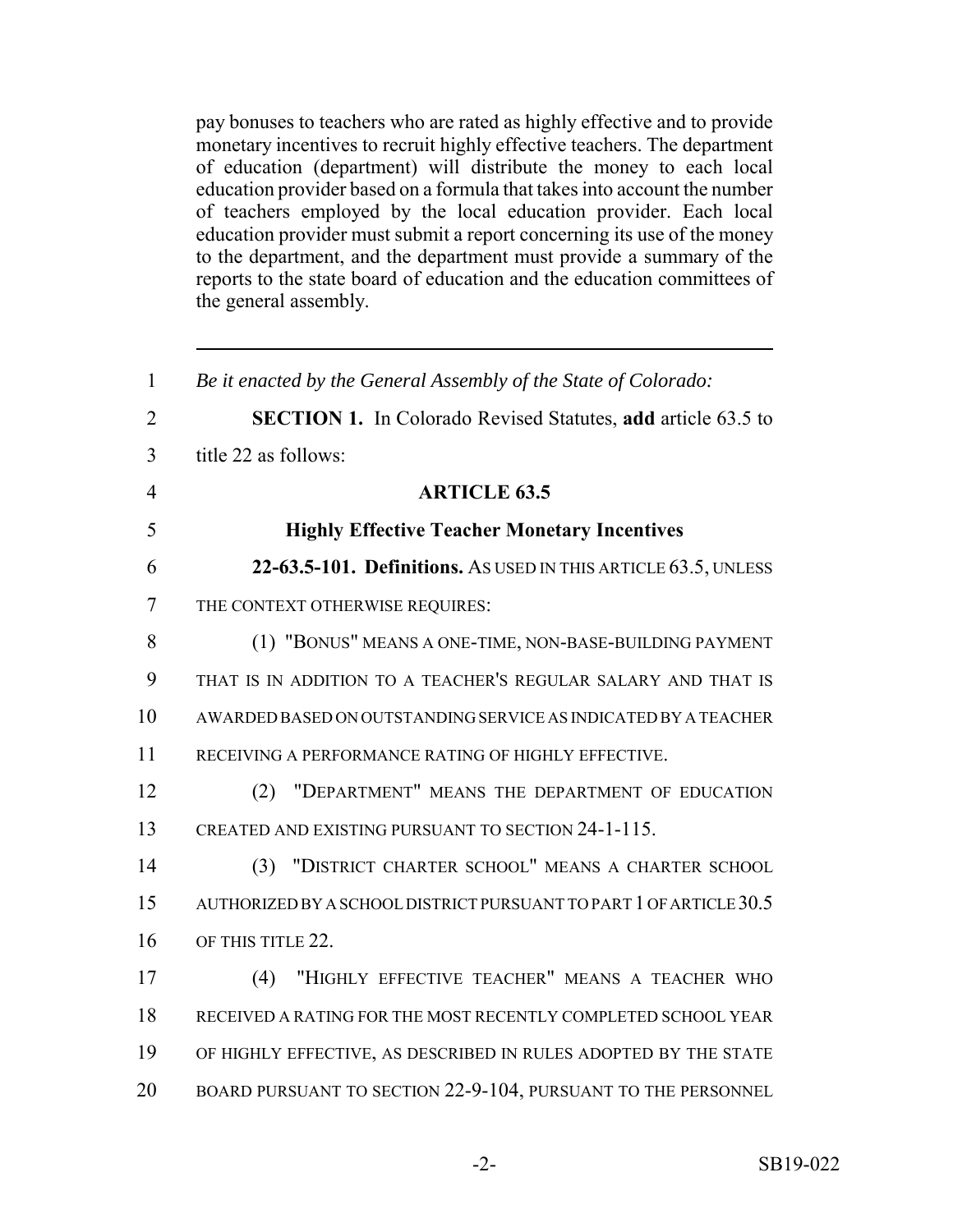pay bonuses to teachers who are rated as highly effective and to provide monetary incentives to recruit highly effective teachers. The department of education (department) will distribute the money to each local education provider based on a formula that takes into account the number of teachers employed by the local education provider. Each local education provider must submit a report concerning its use of the money to the department, and the department must provide a summary of the reports to the state board of education and the education committees of the general assembly.

---

1 *Be it enacted by the General Assembly of the State of Colorado:*

2 **SECTION 1.** In Colorado Revised Statutes, **add** article 63.5 to
3 title 22 as follows:

4 **ARTICLE 63.5**

5 **Highly Effective Teacher Monetary Incentives**

6 **22-63.5-101. Definitions.** AS USED IN THIS ARTICLE 63.5, UNLESS
7 THE CONTEXT OTHERWISE REQUIRES:

8 (1) "BONUS" MEANS A ONE-TIME, NON-BASE-BUILDING PAYMENT
9 THAT IS IN ADDITION TO A TEACHER'S REGULAR SALARY AND THAT IS
10 AWARDED BASED ON OUTSTANDING SERVICE AS INDICATED BY A TEACHER
11 RECEIVING A PERFORMANCE RATING OF HIGHLY EFFECTIVE.

12 (2) "DEPARTMENT" MEANS THE DEPARTMENT OF EDUCATION
13 CREATED AND EXISTING PURSUANT TO SECTION 24-1-115.

14 (3) "DISTRICT CHARTER SCHOOL" MEANS A CHARTER SCHOOL
15 AUTHORIZED BY A SCHOOL DISTRICT PURSUANT TO PART 1 OF ARTICLE 30.5
16 OF THIS TITLE 22.

17 (4) "HIGHLY EFFECTIVE TEACHER" MEANS A TEACHER WHO
18 RECEIVED A RATING FOR THE MOST RECENTLY COMPLETED SCHOOL YEAR
19 OF HIGHLY EFFECTIVE, AS DESCRIBED IN RULES ADOPTED BY THE STATE
20 BOARD PURSUANT TO SECTION 22-9-104, PURSUANT TO THE PERSONNEL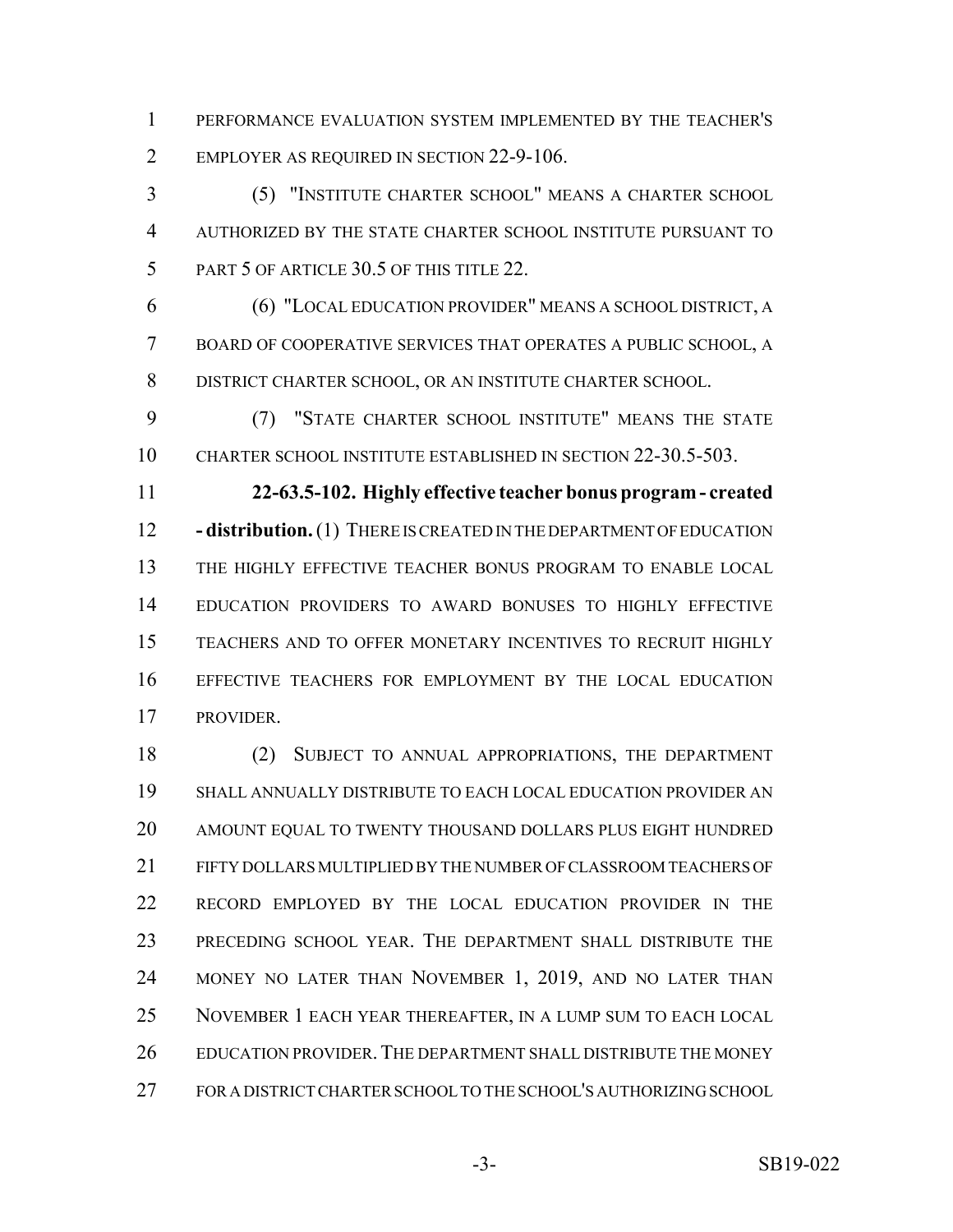PERFORMANCE EVALUATION SYSTEM IMPLEMENTED BY THE TEACHER'S EMPLOYER AS REQUIRED IN SECTION 22-9-106.

(5) "INSTITUTE CHARTER SCHOOL" MEANS A CHARTER SCHOOL AUTHORIZED BY THE STATE CHARTER SCHOOL INSTITUTE PURSUANT TO PART 5 OF ARTICLE 30.5 OF THIS TITLE 22.

(6) "LOCAL EDUCATION PROVIDER" MEANS A SCHOOL DISTRICT, A BOARD OF COOPERATIVE SERVICES THAT OPERATES A PUBLIC SCHOOL, A DISTRICT CHARTER SCHOOL, OR AN INSTITUTE CHARTER SCHOOL.

(7) "STATE CHARTER SCHOOL INSTITUTE" MEANS THE STATE CHARTER SCHOOL INSTITUTE ESTABLISHED IN SECTION 22-30.5-503.

**22-63.5-102. Highly effective teacher bonus program - created - distribution.** (1) THERE IS CREATED IN THE DEPARTMENT OF EDUCATION THE HIGHLY EFFECTIVE TEACHER BONUS PROGRAM TO ENABLE LOCAL EDUCATION PROVIDERS TO AWARD BONUSES TO HIGHLY EFFECTIVE TEACHERS AND TO OFFER MONETARY INCENTIVES TO RECRUIT HIGHLY EFFECTIVE TEACHERS FOR EMPLOYMENT BY THE LOCAL EDUCATION PROVIDER.

(2) SUBJECT TO ANNUAL APPROPRIATIONS, THE DEPARTMENT SHALL ANNUALLY DISTRIBUTE TO EACH LOCAL EDUCATION PROVIDER AN AMOUNT EQUAL TO TWENTY THOUSAND DOLLARS PLUS EIGHT HUNDRED FIFTY DOLLARS MULTIPLIED BY THE NUMBER OF CLASSROOM TEACHERS OF RECORD EMPLOYED BY THE LOCAL EDUCATION PROVIDER IN THE PRECEDING SCHOOL YEAR. THE DEPARTMENT SHALL DISTRIBUTE THE MONEY NO LATER THAN NOVEMBER 1, 2019, AND NO LATER THAN NOVEMBER 1 EACH YEAR THEREAFTER, IN A LUMP SUM TO EACH LOCAL EDUCATION PROVIDER. THE DEPARTMENT SHALL DISTRIBUTE THE MONEY FOR A DISTRICT CHARTER SCHOOL TO THE SCHOOL'S AUTHORIZING SCHOOL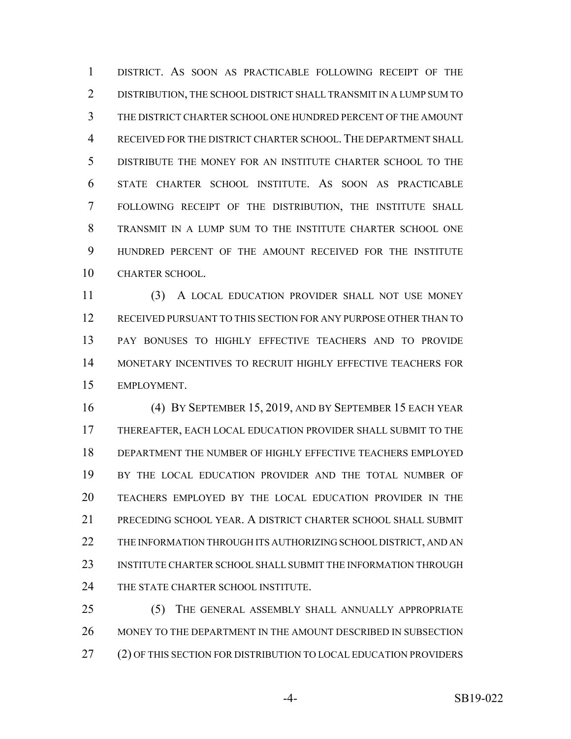DISTRICT. AS SOON AS PRACTICABLE FOLLOWING RECEIPT OF THE DISTRIBUTION, THE SCHOOL DISTRICT SHALL TRANSMIT IN A LUMP SUM TO THE DISTRICT CHARTER SCHOOL ONE HUNDRED PERCENT OF THE AMOUNT RECEIVED FOR THE DISTRICT CHARTER SCHOOL. THE DEPARTMENT SHALL DISTRIBUTE THE MONEY FOR AN INSTITUTE CHARTER SCHOOL TO THE STATE CHARTER SCHOOL INSTITUTE. AS SOON AS PRACTICABLE FOLLOWING RECEIPT OF THE DISTRIBUTION, THE INSTITUTE SHALL TRANSMIT IN A LUMP SUM TO THE INSTITUTE CHARTER SCHOOL ONE HUNDRED PERCENT OF THE AMOUNT RECEIVED FOR THE INSTITUTE CHARTER SCHOOL.

(3) A LOCAL EDUCATION PROVIDER SHALL NOT USE MONEY RECEIVED PURSUANT TO THIS SECTION FOR ANY PURPOSE OTHER THAN TO PAY BONUSES TO HIGHLY EFFECTIVE TEACHERS AND TO PROVIDE MONETARY INCENTIVES TO RECRUIT HIGHLY EFFECTIVE TEACHERS FOR EMPLOYMENT.

(4) BY SEPTEMBER 15, 2019, AND BY SEPTEMBER 15 EACH YEAR THEREAFTER, EACH LOCAL EDUCATION PROVIDER SHALL SUBMIT TO THE DEPARTMENT THE NUMBER OF HIGHLY EFFECTIVE TEACHERS EMPLOYED BY THE LOCAL EDUCATION PROVIDER AND THE TOTAL NUMBER OF TEACHERS EMPLOYED BY THE LOCAL EDUCATION PROVIDER IN THE PRECEDING SCHOOL YEAR. A DISTRICT CHARTER SCHOOL SHALL SUBMIT THE INFORMATION THROUGH ITS AUTHORIZING SCHOOL DISTRICT, AND AN INSTITUTE CHARTER SCHOOL SHALL SUBMIT THE INFORMATION THROUGH THE STATE CHARTER SCHOOL INSTITUTE.

(5) THE GENERAL ASSEMBLY SHALL ANNUALLY APPROPRIATE MONEY TO THE DEPARTMENT IN THE AMOUNT DESCRIBED IN SUBSECTION (2) OF THIS SECTION FOR DISTRIBUTION TO LOCAL EDUCATION PROVIDERS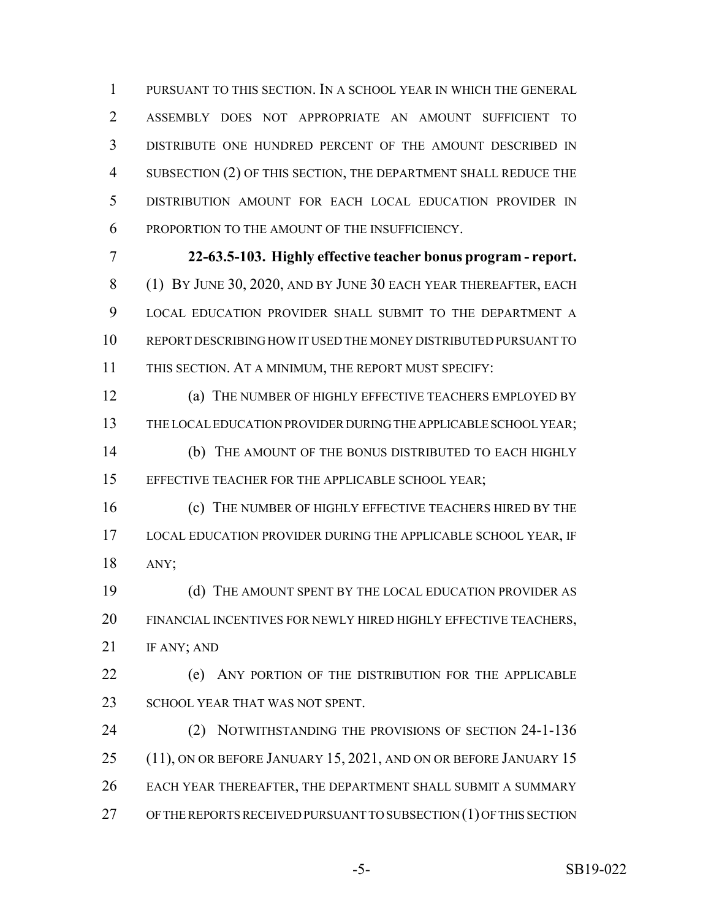PURSUANT TO THIS SECTION. IN A SCHOOL YEAR IN WHICH THE GENERAL ASSEMBLY DOES NOT APPROPRIATE AN AMOUNT SUFFICIENT TO DISTRIBUTE ONE HUNDRED PERCENT OF THE AMOUNT DESCRIBED IN SUBSECTION (2) OF THIS SECTION, THE DEPARTMENT SHALL REDUCE THE DISTRIBUTION AMOUNT FOR EACH LOCAL EDUCATION PROVIDER IN PROPORTION TO THE AMOUNT OF THE INSUFFICIENCY.

**22-63.5-103. Highly effective teacher bonus program - report.** (1) BY JUNE 30, 2020, AND BY JUNE 30 EACH YEAR THEREAFTER, EACH LOCAL EDUCATION PROVIDER SHALL SUBMIT TO THE DEPARTMENT A REPORT DESCRIBING HOW IT USED THE MONEY DISTRIBUTED PURSUANT TO THIS SECTION. AT A MINIMUM, THE REPORT MUST SPECIFY:

(a) THE NUMBER OF HIGHLY EFFECTIVE TEACHERS EMPLOYED BY THE LOCAL EDUCATION PROVIDER DURING THE APPLICABLE SCHOOL YEAR;

(b) THE AMOUNT OF THE BONUS DISTRIBUTED TO EACH HIGHLY EFFECTIVE TEACHER FOR THE APPLICABLE SCHOOL YEAR;

(c) THE NUMBER OF HIGHLY EFFECTIVE TEACHERS HIRED BY THE LOCAL EDUCATION PROVIDER DURING THE APPLICABLE SCHOOL YEAR, IF ANY;

(d) THE AMOUNT SPENT BY THE LOCAL EDUCATION PROVIDER AS FINANCIAL INCENTIVES FOR NEWLY HIRED HIGHLY EFFECTIVE TEACHERS, IF ANY; AND

(e) ANY PORTION OF THE DISTRIBUTION FOR THE APPLICABLE SCHOOL YEAR THAT WAS NOT SPENT.

(2) NOTWITHSTANDING THE PROVISIONS OF SECTION 24-1-136 (11), ON OR BEFORE JANUARY 15, 2021, AND ON OR BEFORE JANUARY 15 EACH YEAR THEREAFTER, THE DEPARTMENT SHALL SUBMIT A SUMMARY OF THE REPORTS RECEIVED PURSUANT TO SUBSECTION (1) OF THIS SECTION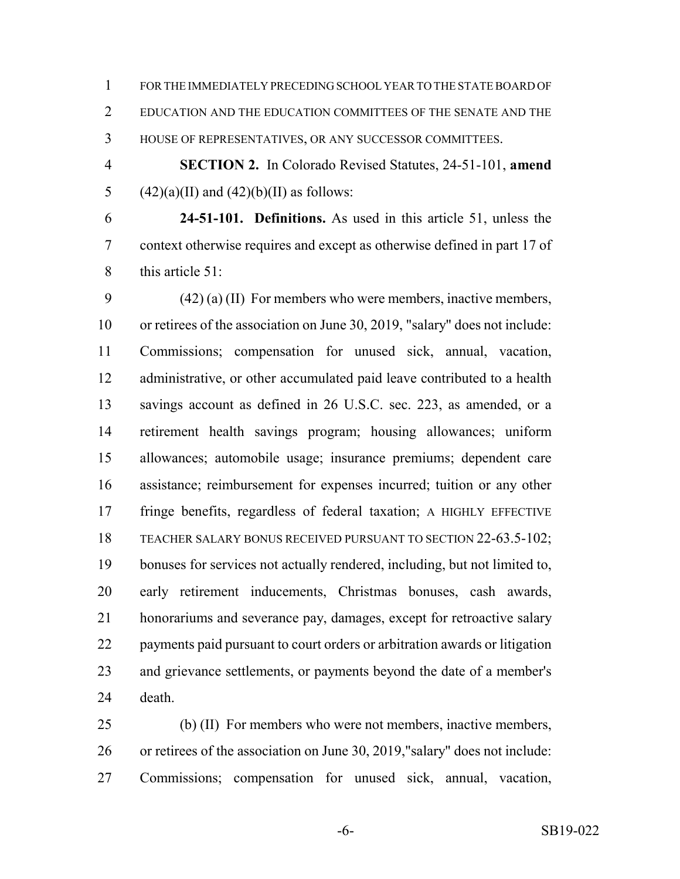FOR THE IMMEDIATELY PRECEDING SCHOOL YEAR TO THE STATE BOARD OF EDUCATION AND THE EDUCATION COMMITTEES OF THE SENATE AND THE HOUSE OF REPRESENTATIVES, OR ANY SUCCESSOR COMMITTEES.

**SECTION 2.** In Colorado Revised Statutes, 24-51-101, **amend** (42)(a)(II) and (42)(b)(II) as follows:

**24-51-101. Definitions.** As used in this article 51, unless the context otherwise requires and except as otherwise defined in part 17 of this article 51:

(42) (a) (II) For members who were members, inactive members, or retirees of the association on June 30, 2019, "salary" does not include: Commissions; compensation for unused sick, annual, vacation, administrative, or other accumulated paid leave contributed to a health savings account as defined in 26 U.S.C. sec. 223, as amended, or a retirement health savings program; housing allowances; uniform allowances; automobile usage; insurance premiums; dependent care assistance; reimbursement for expenses incurred; tuition or any other fringe benefits, regardless of federal taxation; A HIGHLY EFFECTIVE TEACHER SALARY BONUS RECEIVED PURSUANT TO SECTION 22-63.5-102; bonuses for services not actually rendered, including, but not limited to, early retirement inducements, Christmas bonuses, cash awards, honorariums and severance pay, damages, except for retroactive salary payments paid pursuant to court orders or arbitration awards or litigation and grievance settlements, or payments beyond the date of a member's death.

(b) (II) For members who were not members, inactive members, or retirees of the association on June 30, 2019,"salary" does not include: Commissions; compensation for unused sick, annual, vacation,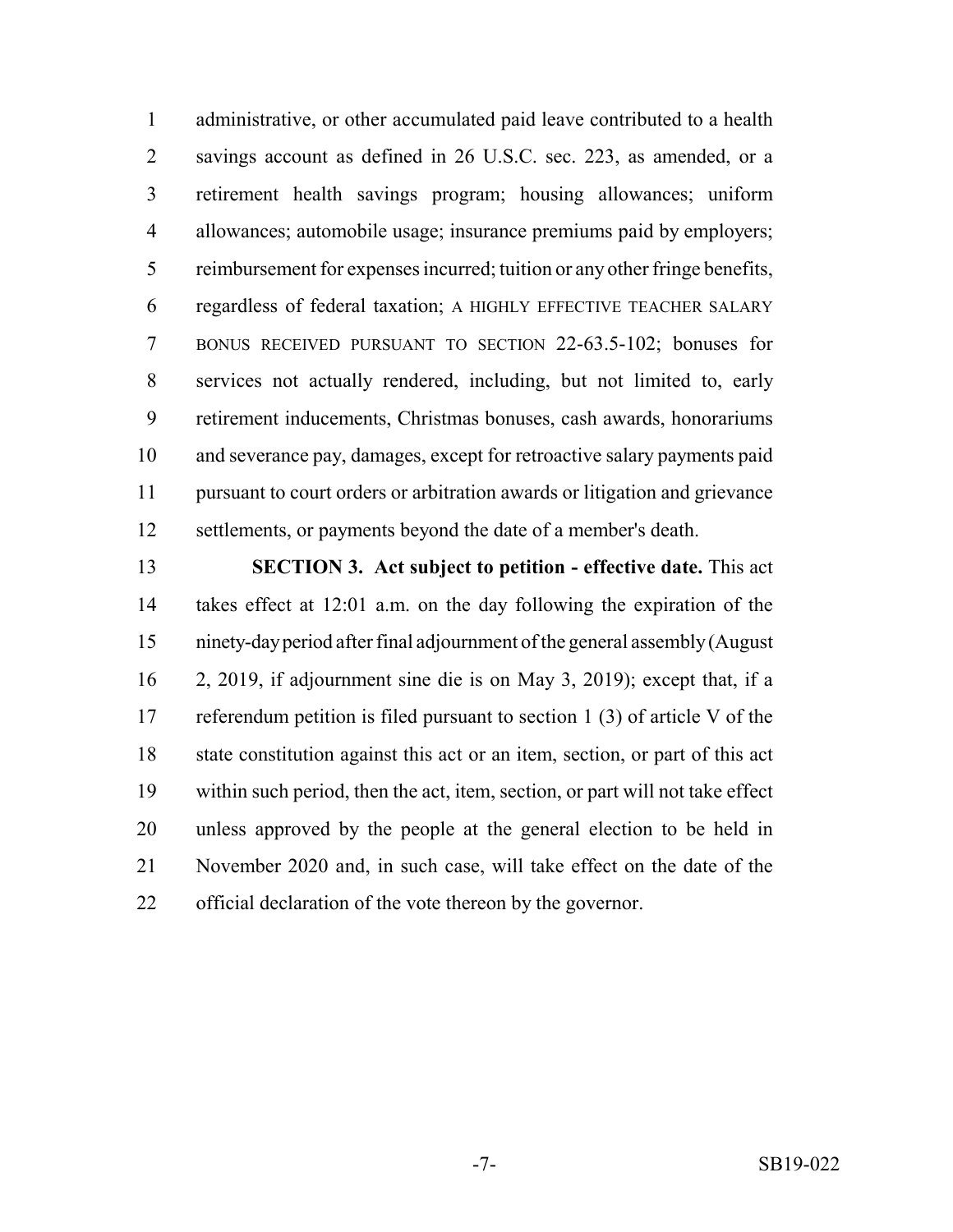administrative, or other accumulated paid leave contributed to a health savings account as defined in 26 U.S.C. sec. 223, as amended, or a retirement health savings program; housing allowances; uniform allowances; automobile usage; insurance premiums paid by employers; reimbursement for expenses incurred; tuition or any other fringe benefits, regardless of federal taxation; A HIGHLY EFFECTIVE TEACHER SALARY BONUS RECEIVED PURSUANT TO SECTION 22-63.5-102; bonuses for services not actually rendered, including, but not limited to, early retirement inducements, Christmas bonuses, cash awards, honorariums and severance pay, damages, except for retroactive salary payments paid pursuant to court orders or arbitration awards or litigation and grievance settlements, or payments beyond the date of a member's death.

**SECTION 3. Act subject to petition - effective date.** This act takes effect at 12:01 a.m. on the day following the expiration of the ninety-day period after final adjournment of the general assembly (August 2, 2019, if adjournment sine die is on May 3, 2019); except that, if a referendum petition is filed pursuant to section 1 (3) of article V of the state constitution against this act or an item, section, or part of this act within such period, then the act, item, section, or part will not take effect unless approved by the people at the general election to be held in November 2020 and, in such case, will take effect on the date of the official declaration of the vote thereon by the governor.